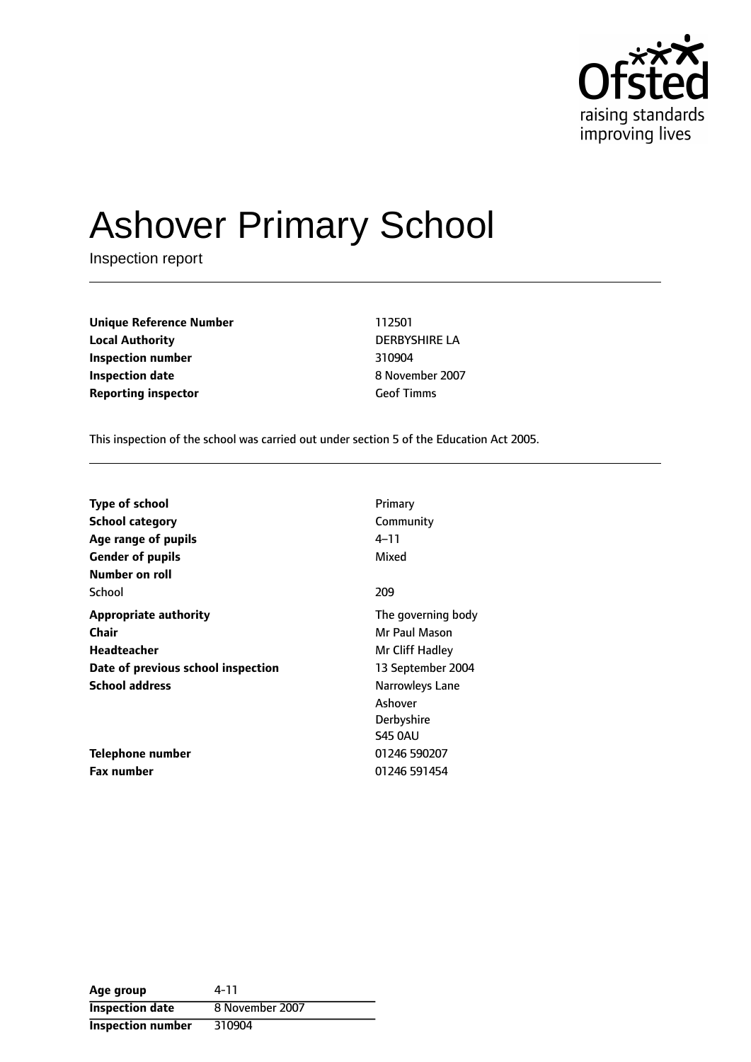Ofsted
raising standards
improving lives

# Ashover Primary School

Inspection report

| | |
|---|---|
| **Unique Reference Number** | 112501 |
| **Local Authority** | DERBYSHIRE LA |
| **Inspection number** | 310904 |
| **Inspection date** | 8 November 2007 |
| **Reporting inspector** | Geof Timms |

This inspection of the school was carried out under section 5 of the Education Act 2005.

| | |
|---|---|
| **Type of school** | Primary |
| **School category** | Community |
| **Age range of pupils** | 4–11 |
| **Gender of pupils** | Mixed |
| **Number on roll** | |
| School | 209 |
| **Appropriate authority** | The governing body |
| **Chair** | Mr Paul Mason |
| **Headteacher** | Mr Cliff Hadley |
| **Date of previous school inspection** | 13 September 2004 |
| **School address** | Narrowleys Lane<br>Ashover<br>Derbyshire<br>S45 0AU |
| **Telephone number** | 01246 590207 |
| **Fax number** | 01246 591454 |

| | |
|---|---|
| **Age group** | 4-11 |
| **Inspection date** | 8 November 2007 |
| **Inspection number** | 310904 |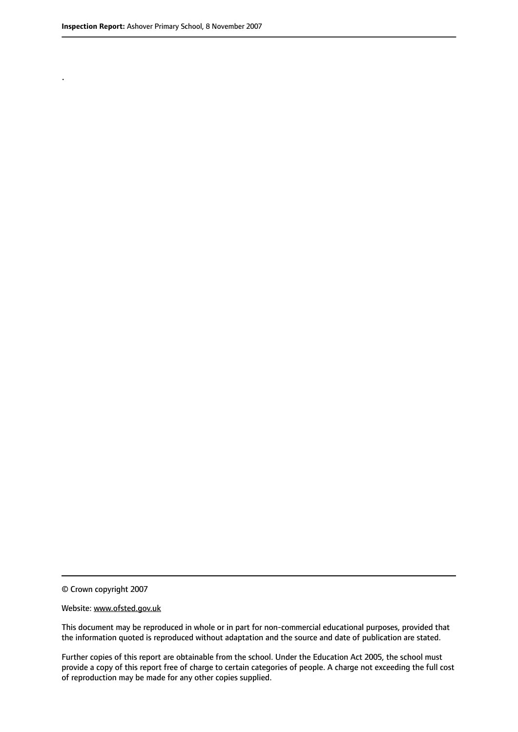.

© Crown copyright 2007

Website: www.ofsted.gov.uk

This document may be reproduced in whole or in part for non-commercial educational purposes, provided that the information quoted is reproduced without adaptation and the source and date of publication are stated.

Further copies of this report are obtainable from the school. Under the Education Act 2005, the school must provide a copy of this report free of charge to certain categories of people. A charge not exceeding the full cost of reproduction may be made for any other copies supplied.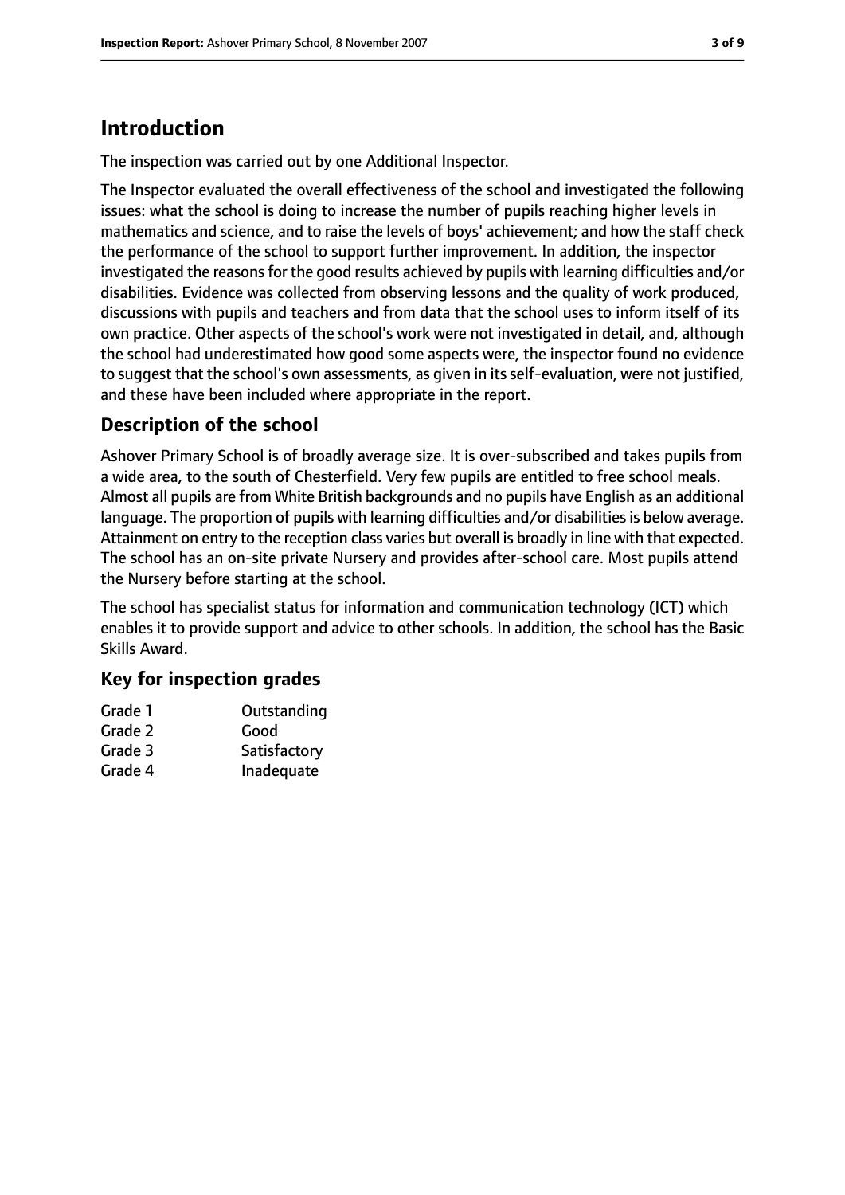# Introduction

The inspection was carried out by one Additional Inspector.

The Inspector evaluated the overall effectiveness of the school and investigated the following issues: what the school is doing to increase the number of pupils reaching higher levels in mathematics and science, and to raise the levels of boys' achievement; and how the staff check the performance of the school to support further improvement. In addition, the inspector investigated the reasons for the good results achieved by pupils with learning difficulties and/or disabilities. Evidence was collected from observing lessons and the quality of work produced, discussions with pupils and teachers and from data that the school uses to inform itself of its own practice. Other aspects of the school's work were not investigated in detail, and, although the school had underestimated how good some aspects were, the inspector found no evidence to suggest that the school's own assessments, as given in its self-evaluation, were not justified, and these have been included where appropriate in the report.

## Description of the school

Ashover Primary School is of broadly average size. It is over-subscribed and takes pupils from a wide area, to the south of Chesterfield. Very few pupils are entitled to free school meals. Almost all pupils are from White British backgrounds and no pupils have English as an additional language. The proportion of pupils with learning difficulties and/or disabilities is below average. Attainment on entry to the reception class varies but overall is broadly in line with that expected. The school has an on-site private Nursery and provides after-school care. Most pupils attend the Nursery before starting at the school.

The school has specialist status for information and communication technology (ICT) which enables it to provide support and advice to other schools. In addition, the school has the Basic Skills Award.

## Key for inspection grades

| | |
|---|---|
| Grade 1 | Outstanding |
| Grade 2 | Good |
| Grade 3 | Satisfactory |
| Grade 4 | Inadequate |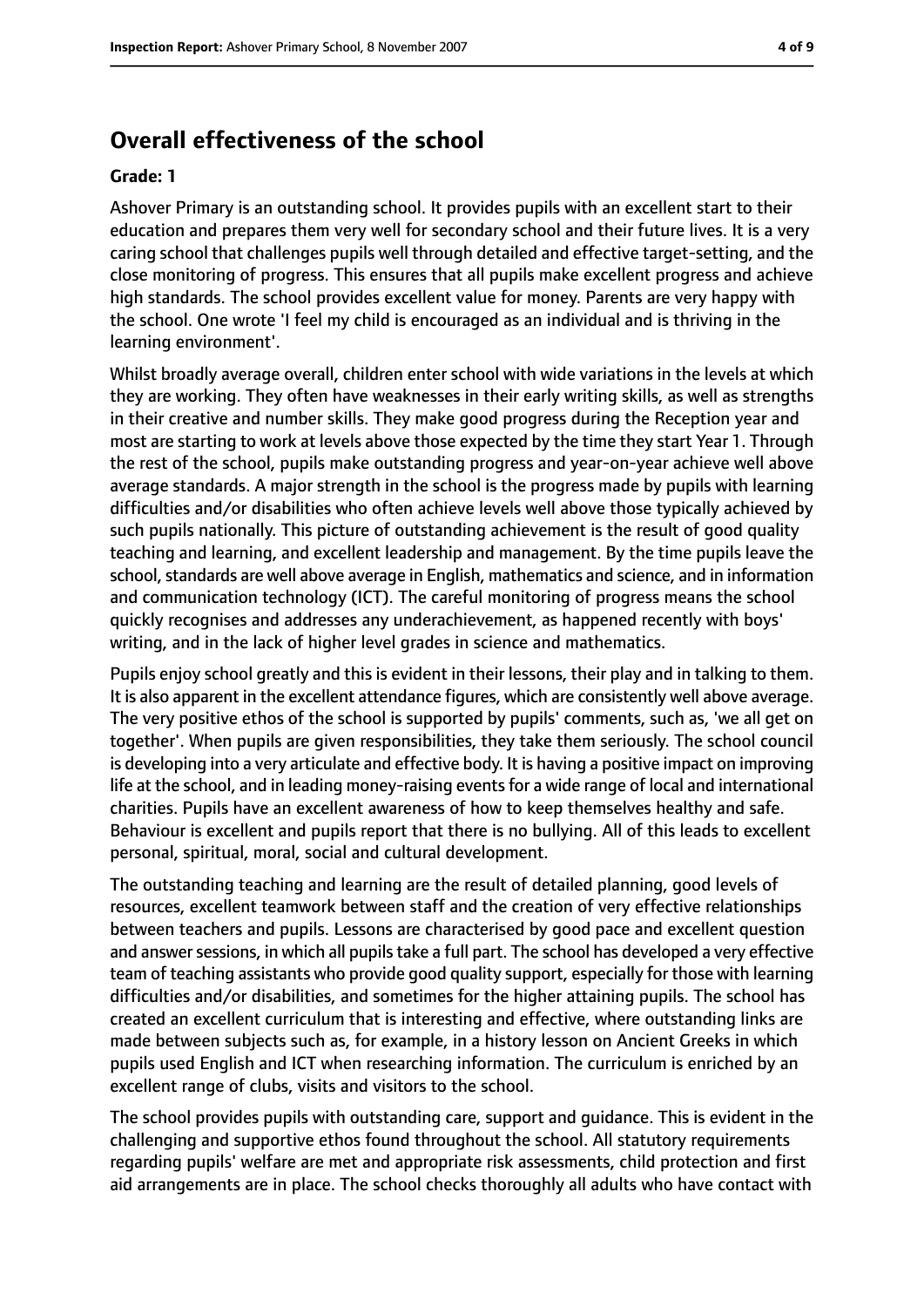## Overall effectiveness of the school

**Grade: 1**

Ashover Primary is an outstanding school. It provides pupils with an excellent start to their education and prepares them very well for secondary school and their future lives. It is a very caring school that challenges pupils well through detailed and effective target-setting, and the close monitoring of progress. This ensures that all pupils make excellent progress and achieve high standards. The school provides excellent value for money. Parents are very happy with the school. One wrote 'I feel my child is encouraged as an individual and is thriving in the learning environment'.

Whilst broadly average overall, children enter school with wide variations in the levels at which they are working. They often have weaknesses in their early writing skills, as well as strengths in their creative and number skills. They make good progress during the Reception year and most are starting to work at levels above those expected by the time they start Year 1. Through the rest of the school, pupils make outstanding progress and year-on-year achieve well above average standards. A major strength in the school is the progress made by pupils with learning difficulties and/or disabilities who often achieve levels well above those typically achieved by such pupils nationally. This picture of outstanding achievement is the result of good quality teaching and learning, and excellent leadership and management. By the time pupils leave the school, standards are well above average in English, mathematics and science, and in information and communication technology (ICT). The careful monitoring of progress means the school quickly recognises and addresses any underachievement, as happened recently with boys' writing, and in the lack of higher level grades in science and mathematics.

Pupils enjoy school greatly and this is evident in their lessons, their play and in talking to them. It is also apparent in the excellent attendance figures, which are consistently well above average. The very positive ethos of the school is supported by pupils' comments, such as, 'we all get on together'. When pupils are given responsibilities, they take them seriously. The school council is developing into a very articulate and effective body. It is having a positive impact on improving life at the school, and in leading money-raising events for a wide range of local and international charities. Pupils have an excellent awareness of how to keep themselves healthy and safe. Behaviour is excellent and pupils report that there is no bullying. All of this leads to excellent personal, spiritual, moral, social and cultural development.

The outstanding teaching and learning are the result of detailed planning, good levels of resources, excellent teamwork between staff and the creation of very effective relationships between teachers and pupils. Lessons are characterised by good pace and excellent question and answer sessions, in which all pupils take a full part. The school has developed a very effective team of teaching assistants who provide good quality support, especially for those with learning difficulties and/or disabilities, and sometimes for the higher attaining pupils. The school has created an excellent curriculum that is interesting and effective, where outstanding links are made between subjects such as, for example, in a history lesson on Ancient Greeks in which pupils used English and ICT when researching information. The curriculum is enriched by an excellent range of clubs, visits and visitors to the school.

The school provides pupils with outstanding care, support and guidance. This is evident in the challenging and supportive ethos found throughout the school. All statutory requirements regarding pupils' welfare are met and appropriate risk assessments, child protection and first aid arrangements are in place. The school checks thoroughly all adults who have contact with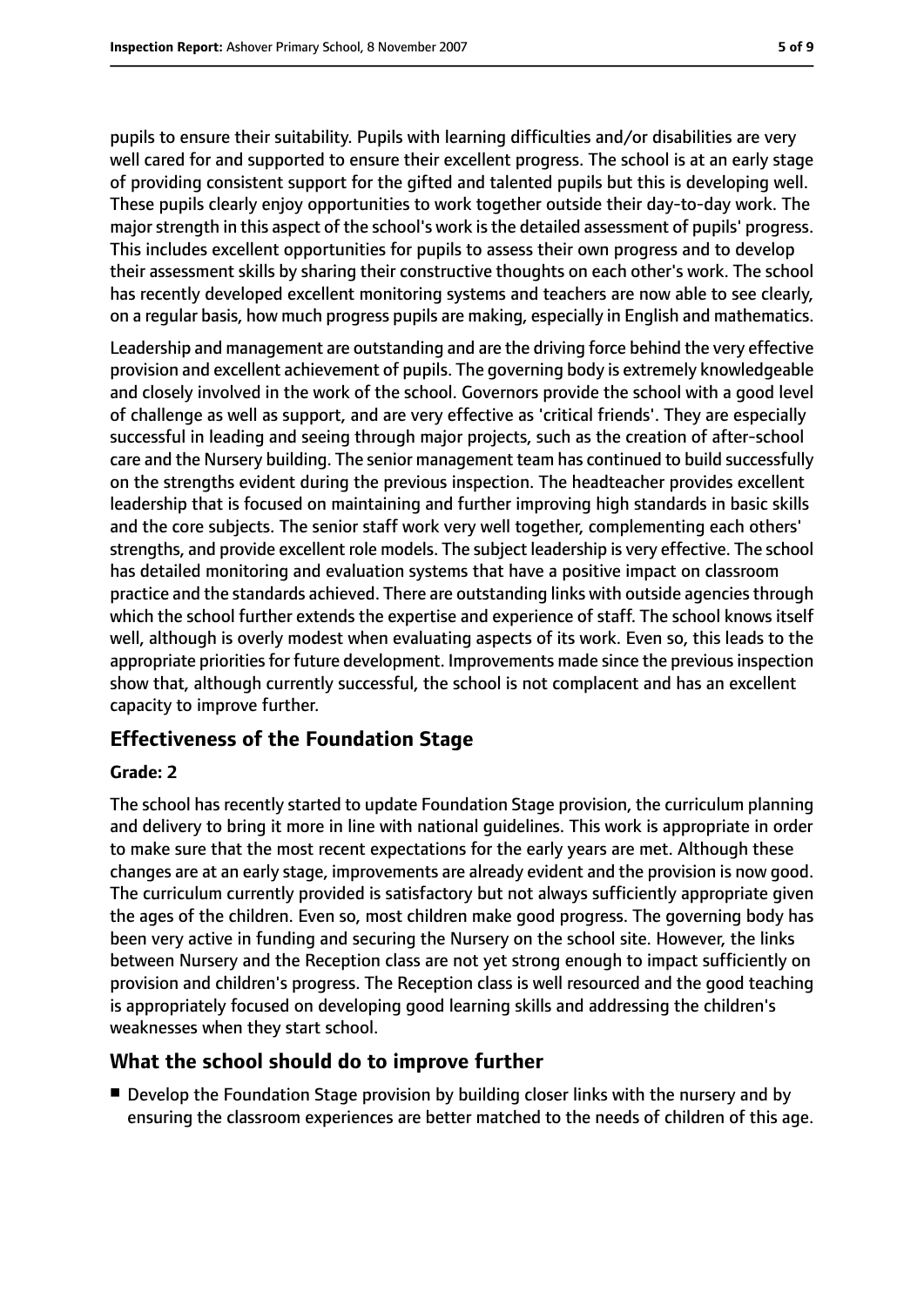pupils to ensure their suitability. Pupils with learning difficulties and/or disabilities are very well cared for and supported to ensure their excellent progress. The school is at an early stage of providing consistent support for the gifted and talented pupils but this is developing well. These pupils clearly enjoy opportunities to work together outside their day-to-day work. The major strength in this aspect of the school's work is the detailed assessment of pupils' progress. This includes excellent opportunities for pupils to assess their own progress and to develop their assessment skills by sharing their constructive thoughts on each other's work. The school has recently developed excellent monitoring systems and teachers are now able to see clearly, on a regular basis, how much progress pupils are making, especially in English and mathematics.

Leadership and management are outstanding and are the driving force behind the very effective provision and excellent achievement of pupils. The governing body is extremely knowledgeable and closely involved in the work of the school. Governors provide the school with a good level of challenge as well as support, and are very effective as 'critical friends'. They are especially successful in leading and seeing through major projects, such as the creation of after-school care and the Nursery building. The senior management team has continued to build successfully on the strengths evident during the previous inspection. The headteacher provides excellent leadership that is focused on maintaining and further improving high standards in basic skills and the core subjects. The senior staff work very well together, complementing each others' strengths, and provide excellent role models. The subject leadership is very effective. The school has detailed monitoring and evaluation systems that have a positive impact on classroom practice and the standards achieved. There are outstanding links with outside agencies through which the school further extends the expertise and experience of staff. The school knows itself well, although is overly modest when evaluating aspects of its work. Even so, this leads to the appropriate priorities for future development. Improvements made since the previous inspection show that, although currently successful, the school is not complacent and has an excellent capacity to improve further.

## Effectiveness of the Foundation Stage

**Grade: 2**

The school has recently started to update Foundation Stage provision, the curriculum planning and delivery to bring it more in line with national guidelines. This work is appropriate in order to make sure that the most recent expectations for the early years are met. Although these changes are at an early stage, improvements are already evident and the provision is now good. The curriculum currently provided is satisfactory but not always sufficiently appropriate given the ages of the children. Even so, most children make good progress. The governing body has been very active in funding and securing the Nursery on the school site. However, the links between Nursery and the Reception class are not yet strong enough to impact sufficiently on provision and children's progress. The Reception class is well resourced and the good teaching is appropriately focused on developing good learning skills and addressing the children's weaknesses when they start school.

## What the school should do to improve further

- Develop the Foundation Stage provision by building closer links with the nursery and by ensuring the classroom experiences are better matched to the needs of children of this age.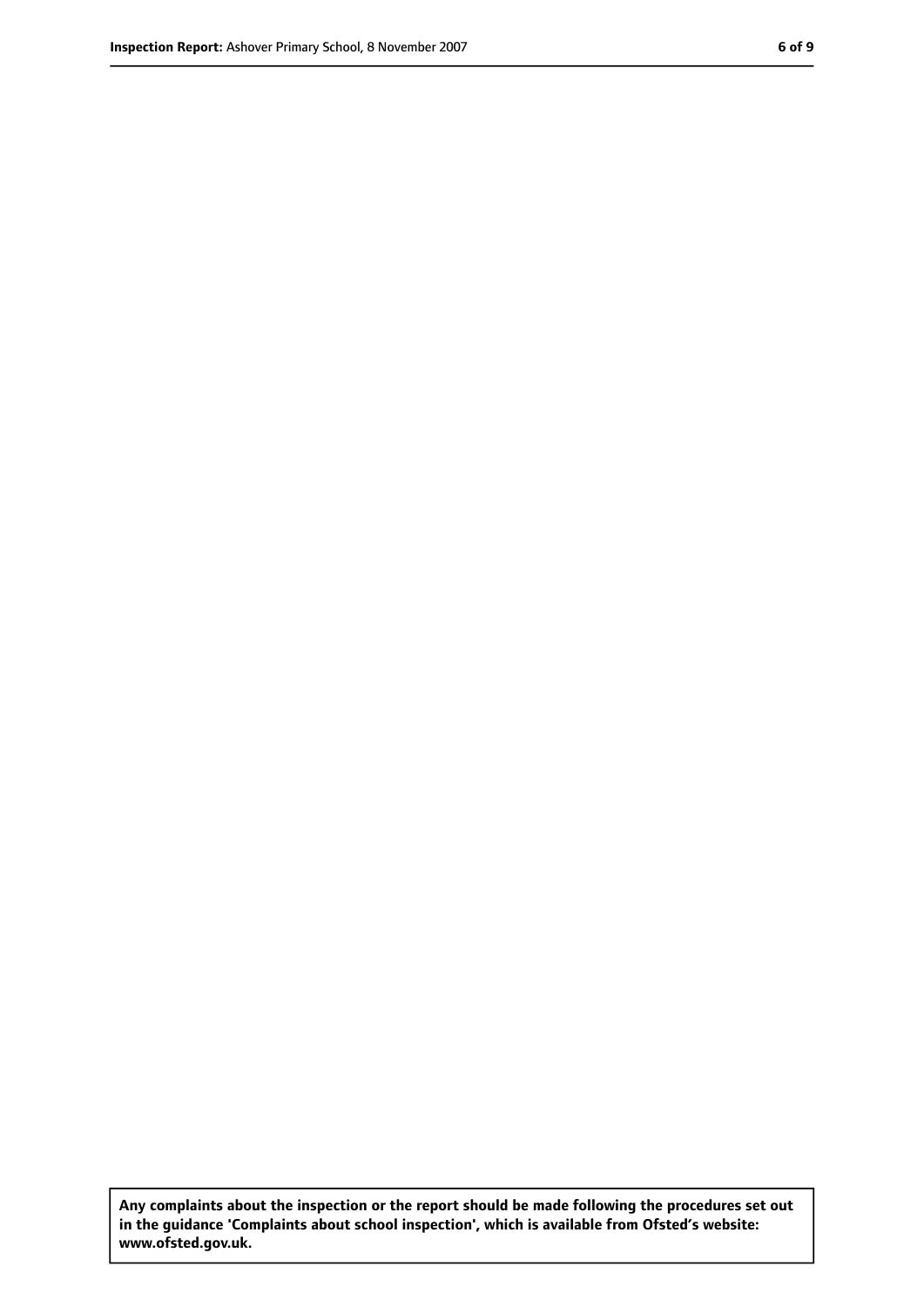**Any complaints about the inspection or the report should be made following the procedures set out in the guidance 'Complaints about school inspection', which is available from Ofsted's website: www.ofsted.gov.uk.**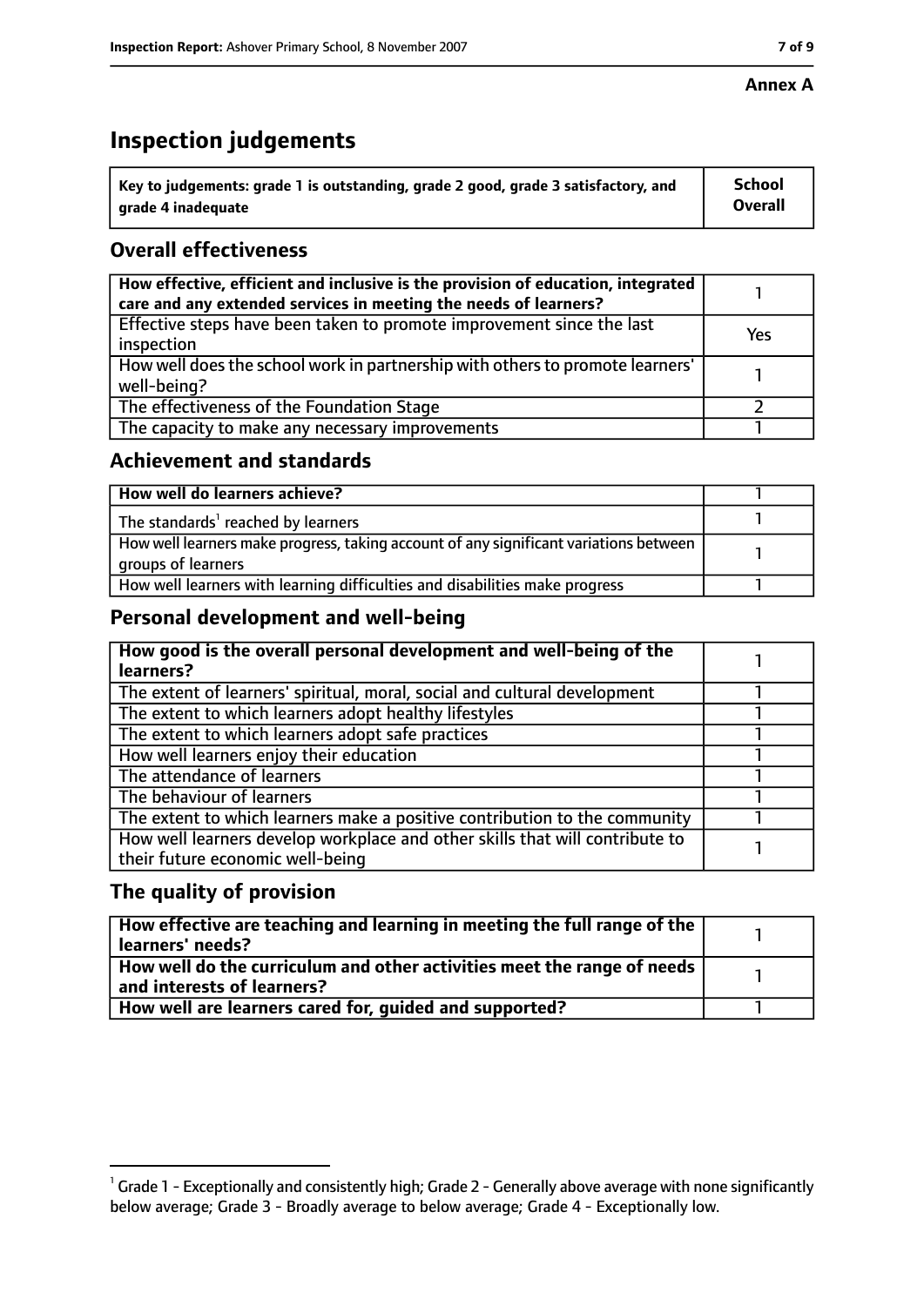**Annex A**

# Inspection judgements

| Key to judgements: grade 1 is outstanding, grade 2 good, grade 3 satisfactory, and grade 4 inadequate | School Overall |
|---|---|

## Overall effectiveness

| | |
|---|---|
| How effective, efficient and inclusive is the provision of education, integrated care and any extended services in meeting the needs of learners? | 1 |
| Effective steps have been taken to promote improvement since the last inspection | Yes |
| How well does the school work in partnership with others to promote learners' well-being? | 1 |
| The effectiveness of the Foundation Stage | 2 |
| The capacity to make any necessary improvements | 1 |

## Achievement and standards

| | |
|---|---|
| **How well do learners achieve?** | 1 |
| The standards[1] reached by learners | 1 |
| How well learners make progress, taking account of any significant variations between groups of learners | 1 |
| How well learners with learning difficulties and disabilities make progress | 1 |

## Personal development and well-being

| | |
|---|---|
| **How good is the overall personal development and well-being of the learners?** | 1 |
| The extent of learners' spiritual, moral, social and cultural development | 1 |
| The extent to which learners adopt healthy lifestyles | 1 |
| The extent to which learners adopt safe practices | 1 |
| How well learners enjoy their education | 1 |
| The attendance of learners | 1 |
| The behaviour of learners | 1 |
| The extent to which learners make a positive contribution to the community | 1 |
| How well learners develop workplace and other skills that will contribute to their future economic well-being | 1 |

## The quality of provision

| | |
|---|---|
| **How effective are teaching and learning in meeting the full range of the learners' needs?** | 1 |
| **How well do the curriculum and other activities meet the range of needs and interests of learners?** | 1 |
| **How well are learners cared for, guided and supported?** | 1 |

[1] Grade 1 - Exceptionally and consistently high; Grade 2 - Generally above average with none significantly below average; Grade 3 - Broadly average to below average; Grade 4 - Exceptionally low.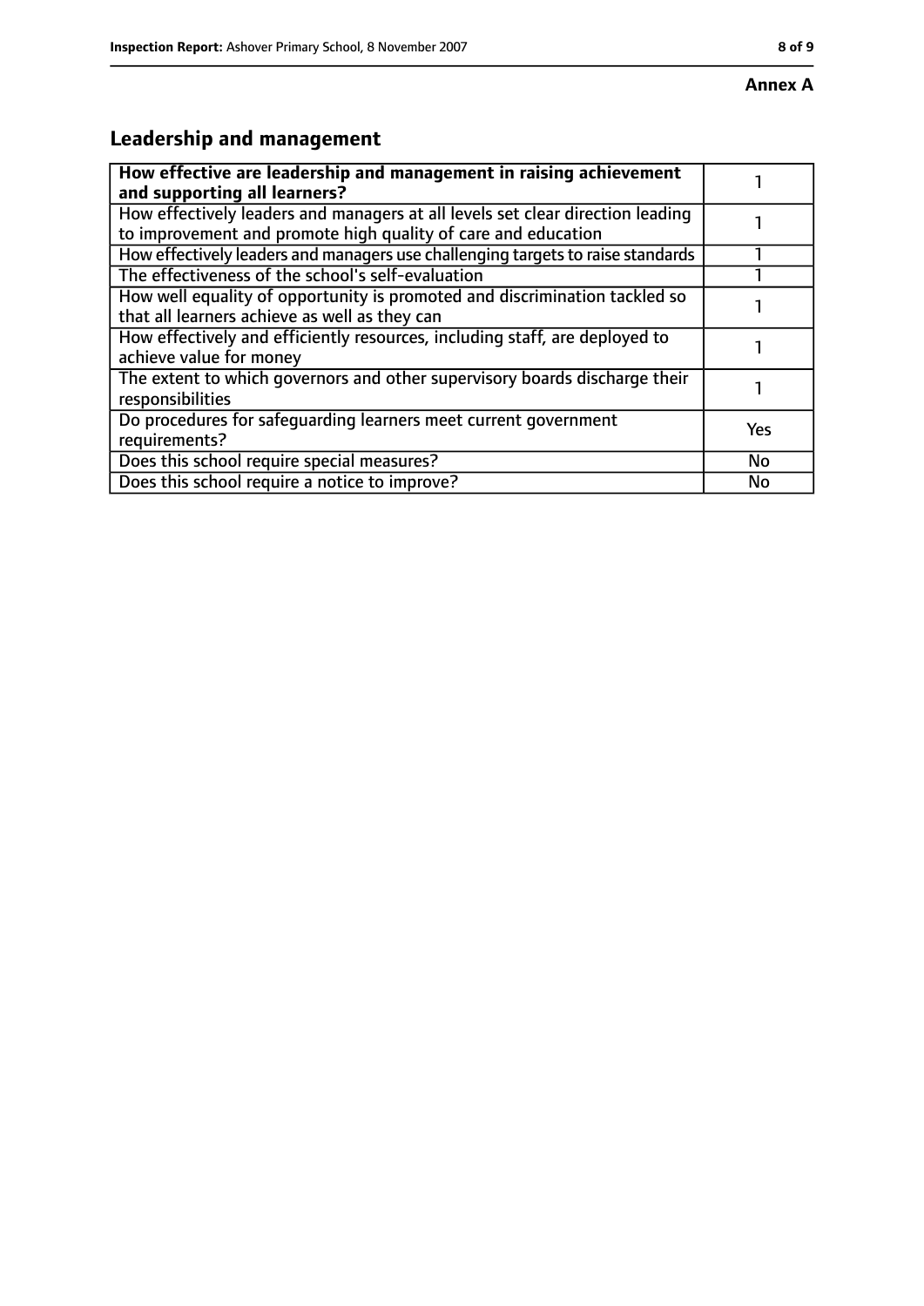**Annex A**

## Leadership and management

| | |
|---|---|
| **How effective are leadership and management in raising achievement and supporting all learners?** | 1 |
| How effectively leaders and managers at all levels set clear direction leading to improvement and promote high quality of care and education | 1 |
| How effectively leaders and managers use challenging targets to raise standards | 1 |
| The effectiveness of the school's self-evaluation | 1 |
| How well equality of opportunity is promoted and discrimination tackled so that all learners achieve as well as they can | 1 |
| How effectively and efficiently resources, including staff, are deployed to achieve value for money | 1 |
| The extent to which governors and other supervisory boards discharge their responsibilities | 1 |
| Do procedures for safeguarding learners meet current government requirements? | Yes |
| Does this school require special measures? | No |
| Does this school require a notice to improve? | No |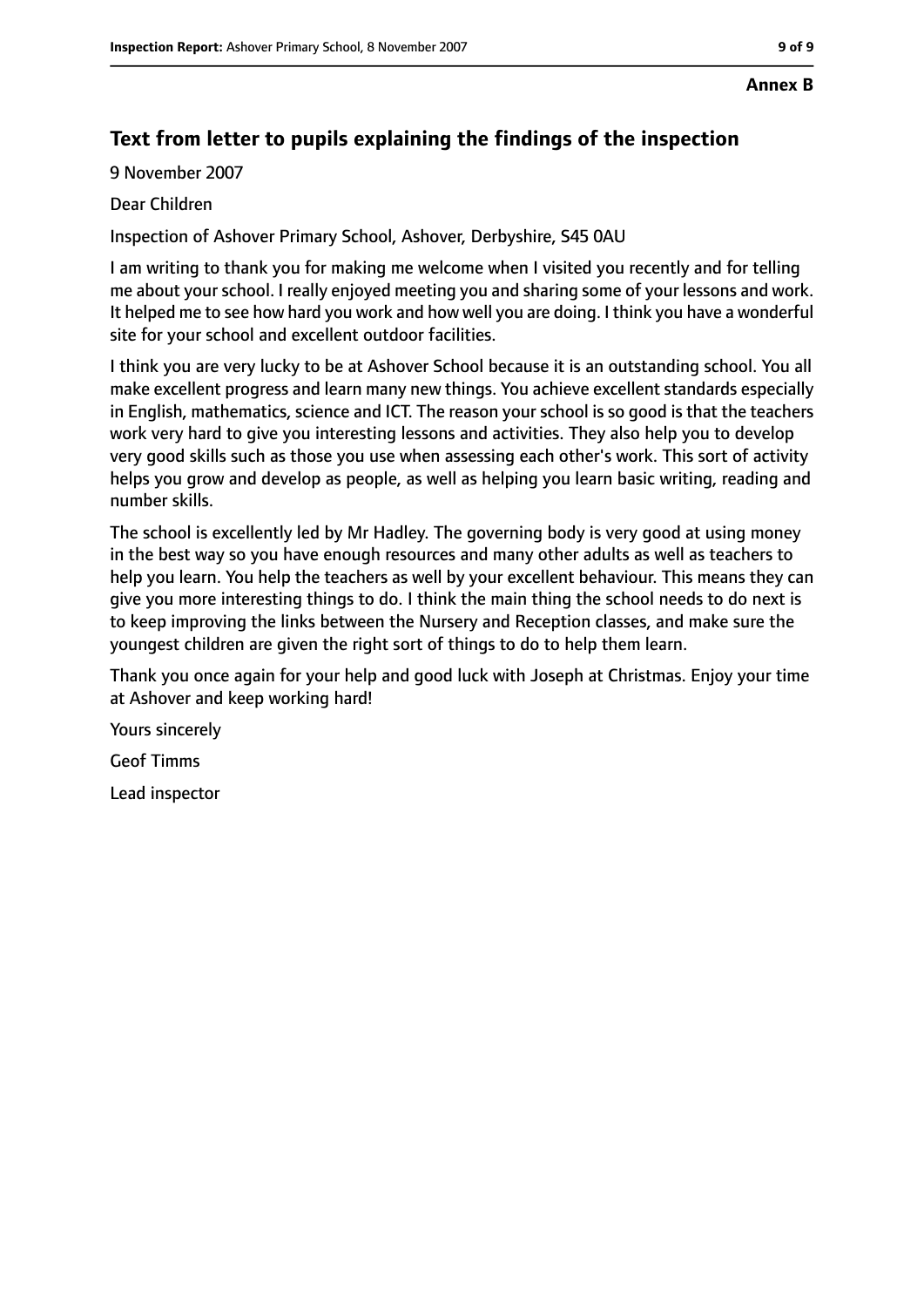**Annex B**

## Text from letter to pupils explaining the findings of the inspection

9 November 2007

Dear Children

Inspection of Ashover Primary School, Ashover, Derbyshire, S45 0AU

I am writing to thank you for making me welcome when I visited you recently and for telling me about your school. I really enjoyed meeting you and sharing some of your lessons and work. It helped me to see how hard you work and how well you are doing. I think you have a wonderful site for your school and excellent outdoor facilities.

I think you are very lucky to be at Ashover School because it is an outstanding school. You all make excellent progress and learn many new things. You achieve excellent standards especially in English, mathematics, science and ICT. The reason your school is so good is that the teachers work very hard to give you interesting lessons and activities. They also help you to develop very good skills such as those you use when assessing each other's work. This sort of activity helps you grow and develop as people, as well as helping you learn basic writing, reading and number skills.

The school is excellently led by Mr Hadley. The governing body is very good at using money in the best way so you have enough resources and many other adults as well as teachers to help you learn. You help the teachers as well by your excellent behaviour. This means they can give you more interesting things to do. I think the main thing the school needs to do next is to keep improving the links between the Nursery and Reception classes, and make sure the youngest children are given the right sort of things to do to help them learn.

Thank you once again for your help and good luck with Joseph at Christmas. Enjoy your time at Ashover and keep working hard!

Yours sincerely

Geof Timms

Lead inspector